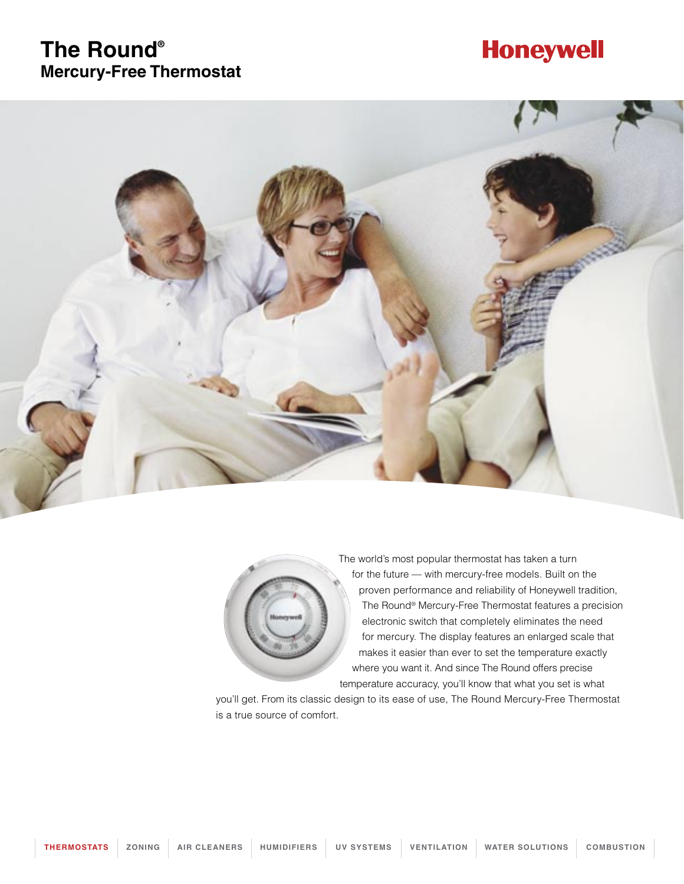# The Round®
## Mercury-Free Thermostat

Honeywell

The world's most popular thermostat has taken a turn for the future — with mercury-free models. Built on the proven performance and reliability of Honeywell tradition, The Round® Mercury-Free Thermostat features a precision electronic switch that completely eliminates the need for mercury. The display features an enlarged scale that makes it easier than ever to set the temperature exactly where you want it. And since The Round offers precise temperature accuracy, you'll know that what you set is what you'll get. From its classic design to its ease of use, The Round Mercury-Free Thermostat is a true source of comfort.

THERMOSTATS | ZONING | AIR CLEANERS | HUMIDIFIERS | UV SYSTEMS | VENTILATION | WATER SOLUTIONS | COMBUSTION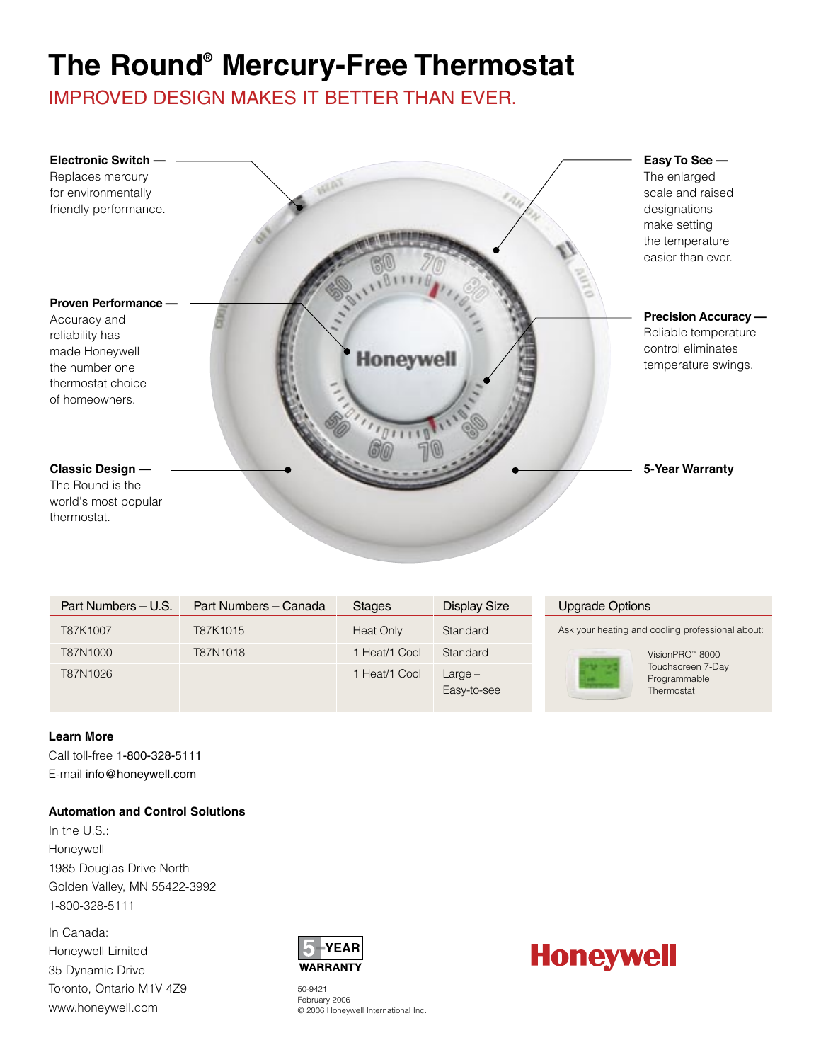# The Round® Mercury-Free Thermostat

## IMPROVED DESIGN MAKES IT BETTER THAN EVER.

**Electronic Switch —** Replaces mercury for environmentally friendly performance.

**Proven Performance —** Accuracy and reliability has made Honeywell the number one thermostat choice of homeowners.

**Classic Design —** The Round is the world's most popular thermostat.

**Easy To See —** The enlarged scale and raised designations make setting the temperature easier than ever.

**Precision Accuracy —** Reliable temperature control eliminates temperature swings.

**5-Year Warranty**

| Part Numbers – U.S. | Part Numbers – Canada | Stages | Display Size |
|---|---|---|---|
| T87K1007 | T87K1015 | Heat Only | Standard |
| T87N1000 | T87N1018 | 1 Heat/1 Cool | Standard |
| T87N1026 | | 1 Heat/1 Cool | Large – Easy-to-see |

**Upgrade Options**

Ask your heating and cooling professional about:

VisionPRO™ 8000 Touchscreen 7-Day Programmable Thermostat

### Learn More

Call toll-free 1-800-328-5111
E-mail info@honeywell.com

### Automation and Control Solutions

In the U.S.:
Honeywell
1985 Douglas Drive North
Golden Valley, MN 55422-3992
1-800-328-5111

In Canada:
Honeywell Limited
35 Dynamic Drive
Toronto, Ontario M1V 4Z9
www.honeywell.com

5-YEAR WARRANTY

50-9421
February 2006
© 2006 Honeywell International Inc.

Honeywell